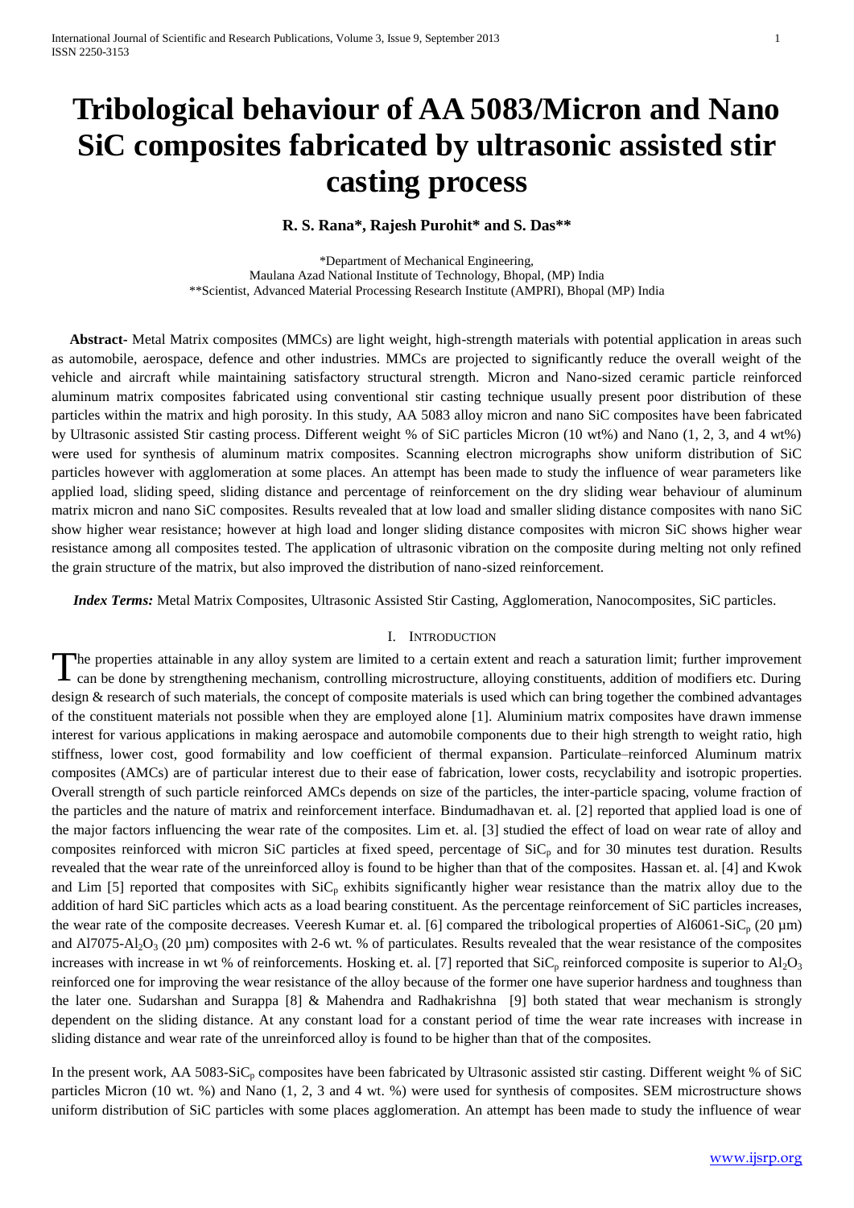# Tribological behaviour of AA 5083/Micron and Nano SiC composites fabricated by ultrasonic assisted stir casting process

**R. S. Rana\*, Rajesh Purohit\* and S. Das\*\***

\*Department of Mechanical Engineering,
Maulana Azad National Institute of Technology, Bhopal, (MP) India
\*\*Scientist, Advanced Material Processing Research Institute (AMPRI), Bhopal (MP) India

**Abstract-** Metal Matrix composites (MMCs) are light weight, high-strength materials with potential application in areas such as automobile, aerospace, defence and other industries. MMCs are projected to significantly reduce the overall weight of the vehicle and aircraft while maintaining satisfactory structural strength. Micron and Nano-sized ceramic particle reinforced aluminum matrix composites fabricated using conventional stir casting technique usually present poor distribution of these particles within the matrix and high porosity. In this study, AA 5083 alloy micron and nano SiC composites have been fabricated by Ultrasonic assisted Stir casting process. Different weight % of SiC particles Micron (10 wt%) and Nano (1, 2, 3, and 4 wt%) were used for synthesis of aluminum matrix composites. Scanning electron micrographs show uniform distribution of SiC particles however with agglomeration at some places. An attempt has been made to study the influence of wear parameters like applied load, sliding speed, sliding distance and percentage of reinforcement on the dry sliding wear behaviour of aluminum matrix micron and nano SiC composites. Results revealed that at low load and smaller sliding distance composites with nano SiC show higher wear resistance; however at high load and longer sliding distance composites with micron SiC shows higher wear resistance among all composites tested. The application of ultrasonic vibration on the composite during melting not only refined the grain structure of the matrix, but also improved the distribution of nano-sized reinforcement.

***Index Terms:*** Metal Matrix Composites, Ultrasonic Assisted Stir Casting, Agglomeration, Nanocomposites, SiC particles.

## I. Introduction

The properties attainable in any alloy system are limited to a certain extent and reach a saturation limit; further improvement can be done by strengthening mechanism, controlling microstructure, alloying constituents, addition of modifiers etc. During design & research of such materials, the concept of composite materials is used which can bring together the combined advantages of the constituent materials not possible when they are employed alone [1]. Aluminium matrix composites have drawn immense interest for various applications in making aerospace and automobile components due to their high strength to weight ratio, high stiffness, lower cost, good formability and low coefficient of thermal expansion. Particulate–reinforced Aluminum matrix composites (AMCs) are of particular interest due to their ease of fabrication, lower costs, recyclability and isotropic properties. Overall strength of such particle reinforced AMCs depends on size of the particles, the inter-particle spacing, volume fraction of the particles and the nature of matrix and reinforcement interface. Bindumadhavan et. al. [2] reported that applied load is one of the major factors influencing the wear rate of the composites. Lim et. al. [3] studied the effect of load on wear rate of alloy and composites reinforced with micron SiC particles at fixed speed, percentage of $SiC_p$ and for 30 minutes test duration. Results revealed that the wear rate of the unreinforced alloy is found to be higher than that of the composites. Hassan et. al. [4] and Kwok and Lim [5] reported that composites with $SiC_p$ exhibits significantly higher wear resistance than the matrix alloy due to the addition of hard SiC particles which acts as a load bearing constituent. As the percentage reinforcement of SiC particles increases, the wear rate of the composite decreases. Veeresh Kumar et. al. [6] compared the tribological properties of Al6061-$SiC_p$ (20 µm) and Al7075-$Al_2O_3$ (20 µm) composites with 2-6 wt. % of particulates. Results revealed that the wear resistance of the composites increases with increase in wt % of reinforcements. Hosking et. al. [7] reported that $SiC_p$ reinforced composite is superior to $Al_2O_3$ reinforced one for improving the wear resistance of the alloy because of the former one have superior hardness and toughness than the later one. Sudarshan and Surappa [8] & Mahendra and Radhakrishna [9] both stated that wear mechanism is strongly dependent on the sliding distance. At any constant load for a constant period of time the wear rate increases with increase in sliding distance and wear rate of the unreinforced alloy is found to be higher than that of the composites.

In the present work, AA 5083-$SiC_p$ composites have been fabricated by Ultrasonic assisted stir casting. Different weight % of SiC particles Micron (10 wt. %) and Nano (1, 2, 3 and 4 wt. %) were used for synthesis of composites. SEM microstructure shows uniform distribution of SiC particles with some places agglomeration. An attempt has been made to study the influence of wear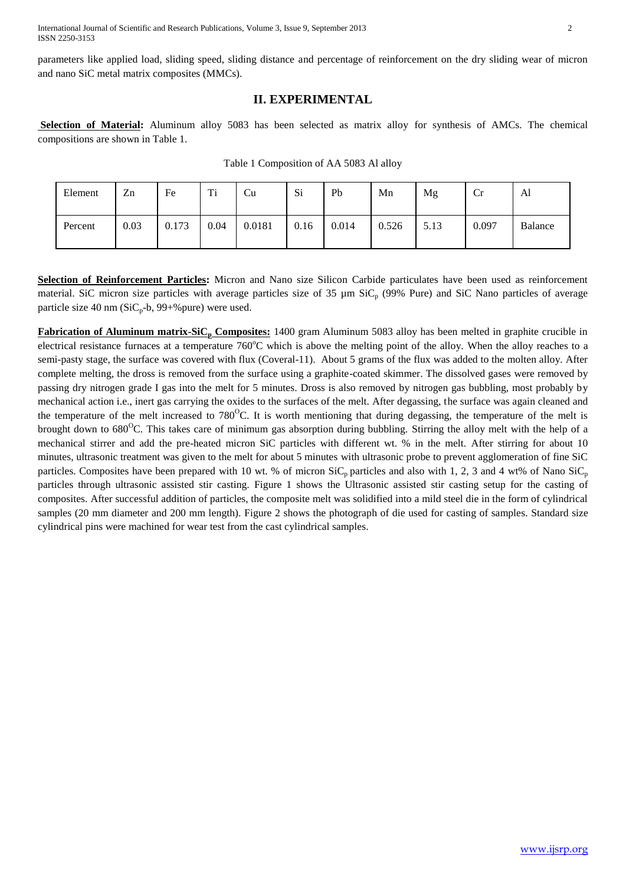parameters like applied load, sliding speed, sliding distance and percentage of reinforcement on the dry sliding wear of micron and nano SiC metal matrix composites (MMCs).

## II. EXPERIMENTAL

**Selection of Material:** Aluminum alloy 5083 has been selected as matrix alloy for synthesis of AMCs. The chemical compositions are shown in Table 1.

Table 1 Composition of AA 5083 Al alloy

| Element | Zn | Fe | Ti | Cu | Si | Pb | Mn | Mg | Cr | Al |
|---|---|---|---|---|---|---|---|---|---|---|
| Percent | 0.03 | 0.173 | 0.04 | 0.0181 | 0.16 | 0.014 | 0.526 | 5.13 | 0.097 | Balance |

**Selection of Reinforcement Particles:** Micron and Nano size Silicon Carbide particulates have been used as reinforcement material. SiC micron size particles with average particles size of 35 µm $SiC_p$ (99% Pure) and SiC Nano particles of average particle size 40 nm ($SiC_p$-b, 99+%pure) were used.

**Fabrication of Aluminum matrix-$SiC_p$ Composites:** 1400 gram Aluminum 5083 alloy has been melted in graphite crucible in electrical resistance furnaces at a temperature 760°C which is above the melting point of the alloy. When the alloy reaches to a semi-pasty stage, the surface was covered with flux (Coveral-11). About 5 grams of the flux was added to the molten alloy. After complete melting, the dross is removed from the surface using a graphite-coated skimmer. The dissolved gases were removed by passing dry nitrogen grade I gas into the melt for 5 minutes. Dross is also removed by nitrogen gas bubbling, most probably by mechanical action i.e., inert gas carrying the oxides to the surfaces of the melt. After degassing, the surface was again cleaned and the temperature of the melt increased to 780°C. It is worth mentioning that during degassing, the temperature of the melt is brought down to 680°C. This takes care of minimum gas absorption during bubbling. Stirring the alloy melt with the help of a mechanical stirrer and add the pre-heated micron SiC particles with different wt. % in the melt. After stirring for about 10 minutes, ultrasonic treatment was given to the melt for about 5 minutes with ultrasonic probe to prevent agglomeration of fine SiC particles. Composites have been prepared with 10 wt. % of micron $SiC_p$ particles and also with 1, 2, 3 and 4 wt% of Nano $SiC_p$ particles through ultrasonic assisted stir casting. Figure 1 shows the Ultrasonic assisted stir casting setup for the casting of composites. After successful addition of particles, the composite melt was solidified into a mild steel die in the form of cylindrical samples (20 mm diameter and 200 mm length). Figure 2 shows the photograph of die used for casting of samples. Standard size cylindrical pins were machined for wear test from the cast cylindrical samples.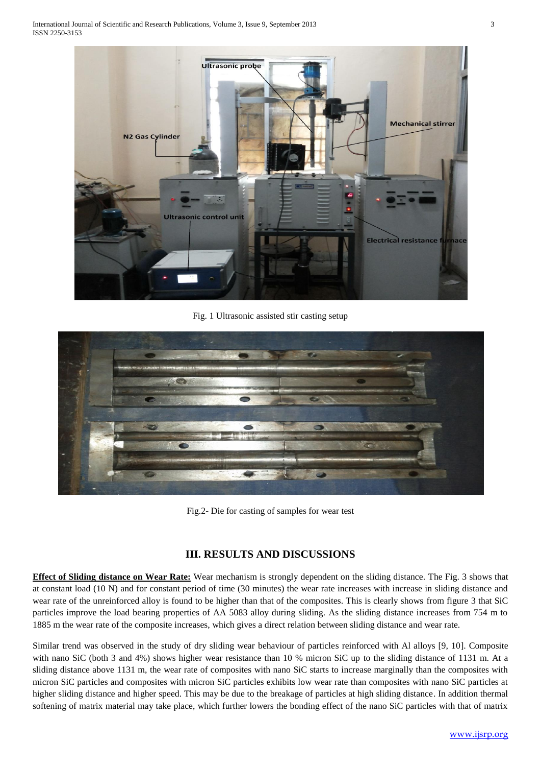Fig. 1 Ultrasonic assisted stir casting setup

Fig.2- Die for casting of samples for wear test

## III. RESULTS AND DISCUSSIONS

**Effect of Sliding distance on Wear Rate:** Wear mechanism is strongly dependent on the sliding distance. The Fig. 3 shows that at constant load (10 N) and for constant period of time (30 minutes) the wear rate increases with increase in sliding distance and wear rate of the unreinforced alloy is found to be higher than that of the composites. This is clearly shows from figure 3 that SiC particles improve the load bearing properties of AA 5083 alloy during sliding. As the sliding distance increases from 754 m to 1885 m the wear rate of the composite increases, which gives a direct relation between sliding distance and wear rate.

Similar trend was observed in the study of dry sliding wear behaviour of particles reinforced with Al alloys [9, 10]. Composite with nano SiC (both 3 and 4%) shows higher wear resistance than 10 % micron SiC up to the sliding distance of 1131 m. At a sliding distance above 1131 m, the wear rate of composites with nano SiC starts to increase marginally than the composites with micron SiC particles and composites with micron SiC particles exhibits low wear rate than composites with nano SiC particles at higher sliding distance and higher speed. This may be due to the breakage of particles at high sliding distance. In addition thermal softening of matrix material may take place, which further lowers the bonding effect of the nano SiC particles with that of matrix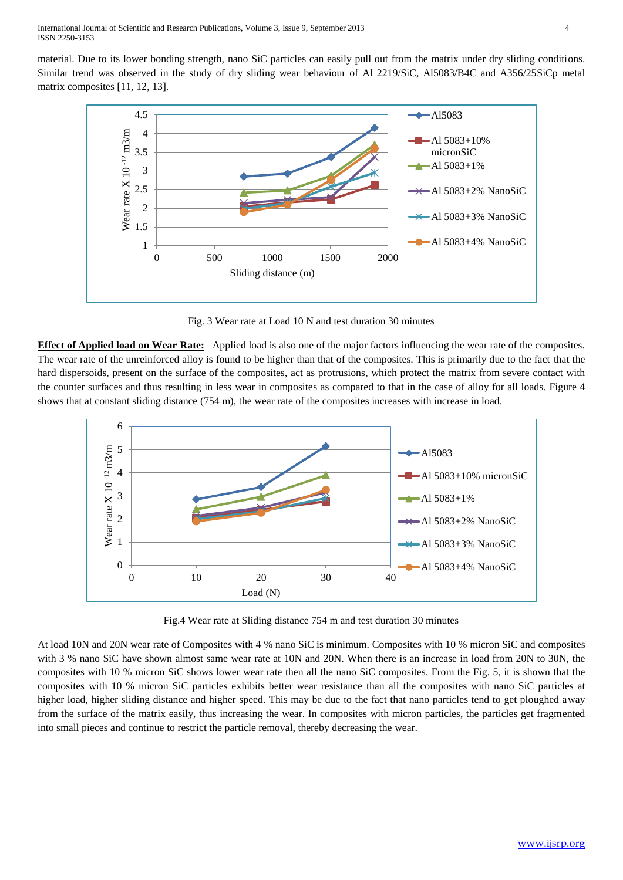material. Due to its lower bonding strength, nano SiC particles can easily pull out from the matrix under dry sliding conditions. Similar trend was observed in the study of dry sliding wear behaviour of Al 2219/SiC, Al5083/B4C and A356/25SiCp metal matrix composites [11, 12, 13].

Fig. 3 Wear rate at Load 10 N and test duration 30 minutes

**Effect of Applied load on Wear Rate:** Applied load is also one of the major factors influencing the wear rate of the composites. The wear rate of the unreinforced alloy is found to be higher than that of the composites. This is primarily due to the fact that the hard dispersoids, present on the surface of the composites, act as protrusions, which protect the matrix from severe contact with the counter surfaces and thus resulting in less wear in composites as compared to that in the case of alloy for all loads. Figure 4 shows that at constant sliding distance (754 m), the wear rate of the composites increases with increase in load.

Fig.4 Wear rate at Sliding distance 754 m and test duration 30 minutes

At load 10N and 20N wear rate of Composites with 4 % nano SiC is minimum. Composites with 10 % micron SiC and composites with 3 % nano SiC have shown almost same wear rate at 10N and 20N. When there is an increase in load from 20N to 30N, the composites with 10 % micron SiC shows lower wear rate then all the nano SiC composites. From the Fig. 5, it is shown that the composites with 10 % micron SiC particles exhibits better wear resistance than all the composites with nano SiC particles at higher load, higher sliding distance and higher speed. This may be due to the fact that nano particles tend to get ploughed away from the surface of the matrix easily, thus increasing the wear. In composites with micron particles, the particles get fragmented into small pieces and continue to restrict the particle removal, thereby decreasing the wear.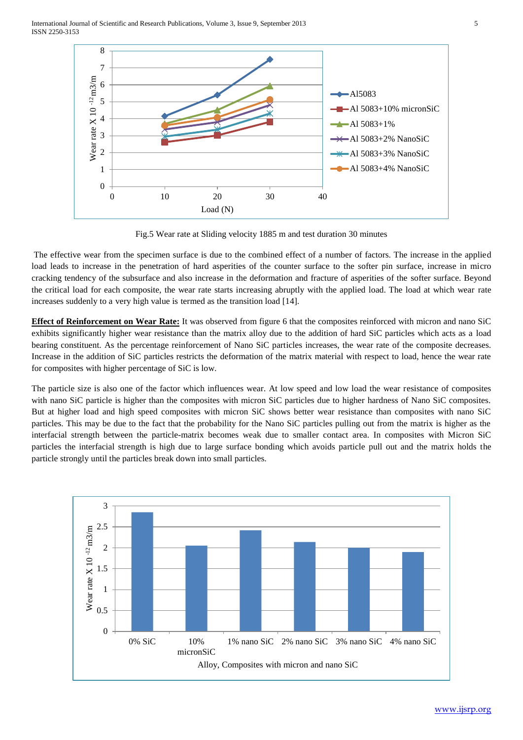Fig.5 Wear rate at Sliding velocity 1885 m and test duration 30 minutes

The effective wear from the specimen surface is due to the combined effect of a number of factors. The increase in the applied load leads to increase in the penetration of hard asperities of the counter surface to the softer pin surface, increase in micro cracking tendency of the subsurface and also increase in the deformation and fracture of asperities of the softer surface. Beyond the critical load for each composite, the wear rate starts increasing abruptly with the applied load. The load at which wear rate increases suddenly to a very high value is termed as the transition load [14].

**Effect of Reinforcement on Wear Rate:** It was observed from figure 6 that the composites reinforced with micron and nano SiC exhibits significantly higher wear resistance than the matrix alloy due to the addition of hard SiC particles which acts as a load bearing constituent. As the percentage reinforcement of Nano SiC particles increases, the wear rate of the composite decreases. Increase in the addition of SiC particles restricts the deformation of the matrix material with respect to load, hence the wear rate for composites with higher percentage of SiC is low.

The particle size is also one of the factor which influences wear. At low speed and low load the wear resistance of composites with nano SiC particle is higher than the composites with micron SiC particles due to higher hardness of Nano SiC composites. But at higher load and high speed composites with micron SiC shows better wear resistance than composites with nano SiC particles. This may be due to the fact that the probability for the Nano SiC particles pulling out from the matrix is higher as the interfacial strength between the particle-matrix becomes weak due to smaller contact area. In composites with Micron SiC particles the interfacial strength is high due to large surface bonding which avoids particle pull out and the matrix holds the particle strongly until the particles break down into small particles.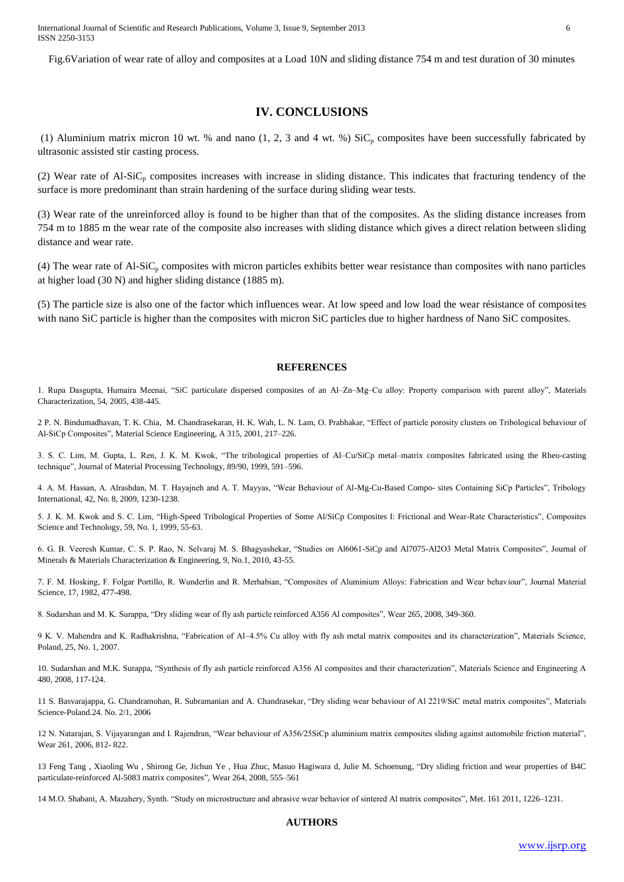Fig.6Variation of wear rate of alloy and composites at a Load 10N and sliding distance 754 m and test duration of 30 minutes

## IV. CONCLUSIONS

(1) Aluminium matrix micron 10 wt. % and nano (1, 2, 3 and 4 wt. %) $SiC_p$ composites have been successfully fabricated by ultrasonic assisted stir casting process.

(2) Wear rate of Al-$SiC_p$ composites increases with increase in sliding distance. This indicates that fracturing tendency of the surface is more predominant than strain hardening of the surface during sliding wear tests.

(3) Wear rate of the unreinforced alloy is found to be higher than that of the composites. As the sliding distance increases from 754 m to 1885 m the wear rate of the composite also increases with sliding distance which gives a direct relation between sliding distance and wear rate.

(4) The wear rate of Al-$SiC_p$ composites with micron particles exhibits better wear resistance than composites with nano particles at higher load (30 N) and higher sliding distance (1885 m).

(5) The particle size is also one of the factor which influences wear. At low speed and low load the wear résistance of composites with nano SiC particle is higher than the composites with micron SiC particles due to higher hardness of Nano SiC composites.

## REFERENCES

1. Rupa Dasgupta, Humaira Meenai, "SiC particulate dispersed composites of an Al–Zn–Mg–Cu alloy: Property comparison with parent alloy", Materials Characterization, 54, 2005, 438-445.

2 P. N. Bindumadhavan, T. K. Chia, M. Chandrasekaran, H. K. Wah, L. N. Lam, O. Prabhakar, "Effect of particle porosity clusters on Tribological behaviour of Al-SiCp Composites", Material Science Engineering, A 315, 2001, 217–226.

3. S. C. Lim, M. Gupta, L. Ren, J. K. M. Kwok, "The tribological properties of Al–Cu/SiCp metal–matrix composites fabricated using the Rheo-casting technique", Journal of Material Processing Technology, 89/90, 1999, 591–596.

4. A. M. Hassan, A. Alrashdan, M. T. Hayajneh and A. T. Mayyas, "Wear Behaviour of Al-Mg-Cu-Based Compo- sites Containing SiCp Particles", Tribology International, 42, No. 8, 2009, 1230-1238.

5. J. K. M. Kwok and S. C. Lim, "High-Speed Tribological Properties of Some Al/SiCp Composites I: Frictional and Wear-Rate Characteristics", Composites Science and Technology, 59, No. 1, 1999, 55-63.

6. G. B. Veeresh Kumar, C. S. P. Rao, N. Selvaraj M. S. Bhagyashekar, "Studies on Al6061-SiCp and Al7075-Al2O3 Metal Matrix Composites", Journal of Minerals & Materials Characterization & Engineering, 9, No.1, 2010, 43-55.

7. F. M. Hosking, F. Folgar Portillo, R. Wunderlin and R. Merhabian, "Composites of Aluminium Alloys: Fabrication and Wear behaviour", Journal Material Science, 17, 1982, 477-498.

8. Sudarshan and M. K. Surappa, "Dry sliding wear of fly ash particle reinforced A356 Al composites", Wear 265, 2008, 349-360.

9 K. V. Mahendra and K. Radhakrishna, "Fabrication of Al–4.5% Cu alloy with fly ash metal matrix composites and its characterization", Materials Science, Poland, 25, No. 1, 2007.

10. Sudarshan and M.K. Surappa, "Synthesis of fly ash particle reinforced A356 Al composites and their characterization", Materials Science and Engineering A 480, 2008, 117-124.

11 S. Basvarajappa, G. Chandramohan, R. Subramanian and A. Chandrasekar, "Dry sliding wear behaviour of Al 2219/SiC metal matrix composites", Materials Science-Poland.24. No. 2/1, 2006

12 N. Natarajan, S. Vijayarangan and I. Rajendran, "Wear behaviour of A356/25SiCp aluminium matrix composites sliding against automobile friction material", Wear 261, 2006, 812- 822.

13 Feng Tang , Xiaoling Wu , Shirong Ge, Jichun Ye , Hua Zhuc, Masuo Hagiwara d, Julie M. Schoenung, "Dry sliding friction and wear properties of B4C particulate-reinforced Al-5083 matrix composites", Wear 264, 2008, 555–561

14 M.O. Shabani, A. Mazahery, Synth. "Study on microstructure and abrasive wear behavior of sintered Al matrix composites", Met. 161 2011, 1226–1231.

## AUTHORS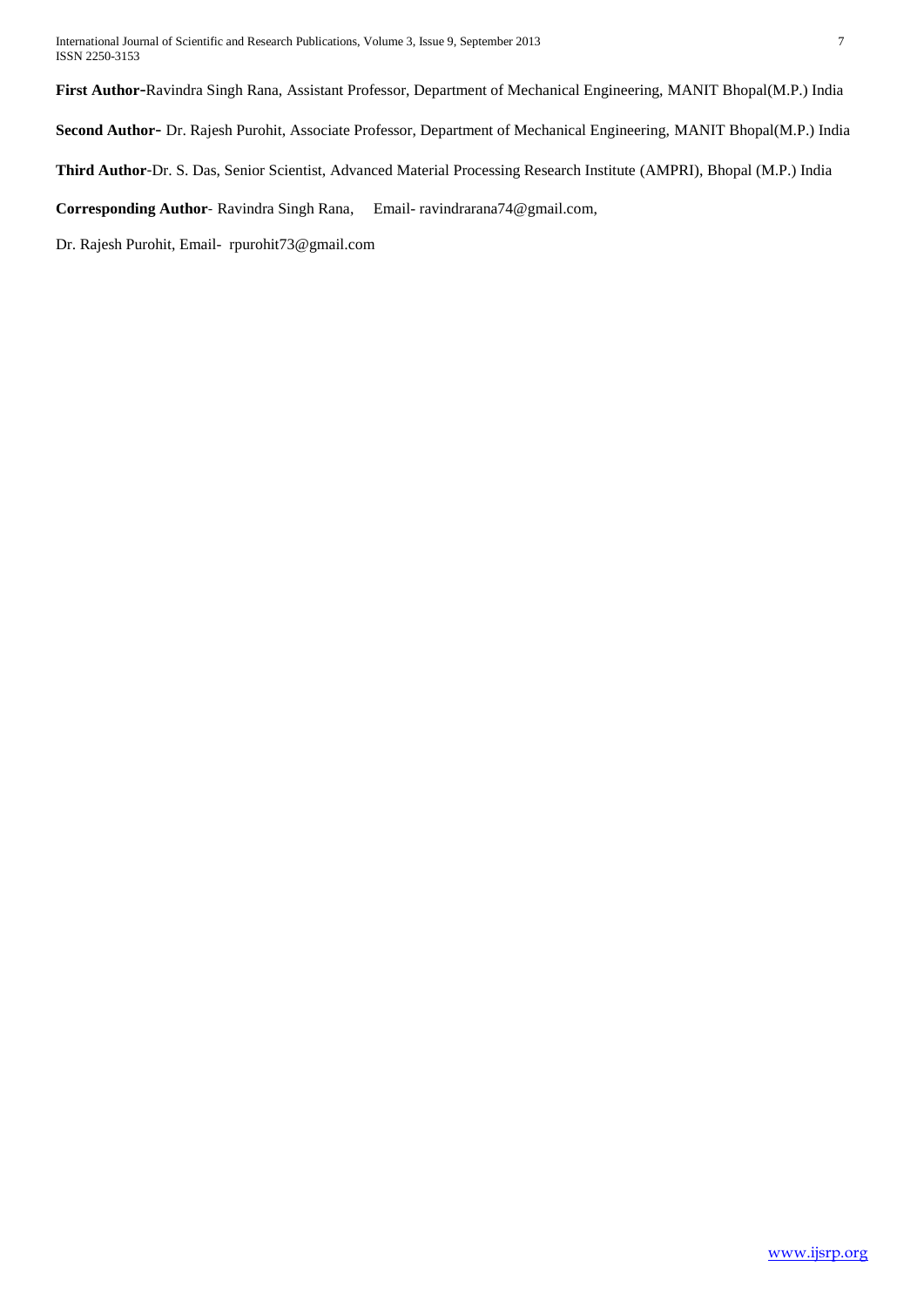**First Author**-Ravindra Singh Rana, Assistant Professor, Department of Mechanical Engineering, MANIT Bhopal(M.P.) India

**Second Author-** Dr. Rajesh Purohit, Associate Professor, Department of Mechanical Engineering, MANIT Bhopal(M.P.) India

**Third Author**-Dr. S. Das, Senior Scientist, Advanced Material Processing Research Institute (AMPRI), Bhopal (M.P.) India

**Corresponding Author**- Ravindra Singh Rana, Email- ravindrarana74@gmail.com,

Dr. Rajesh Purohit, Email- rpurohit73@gmail.com